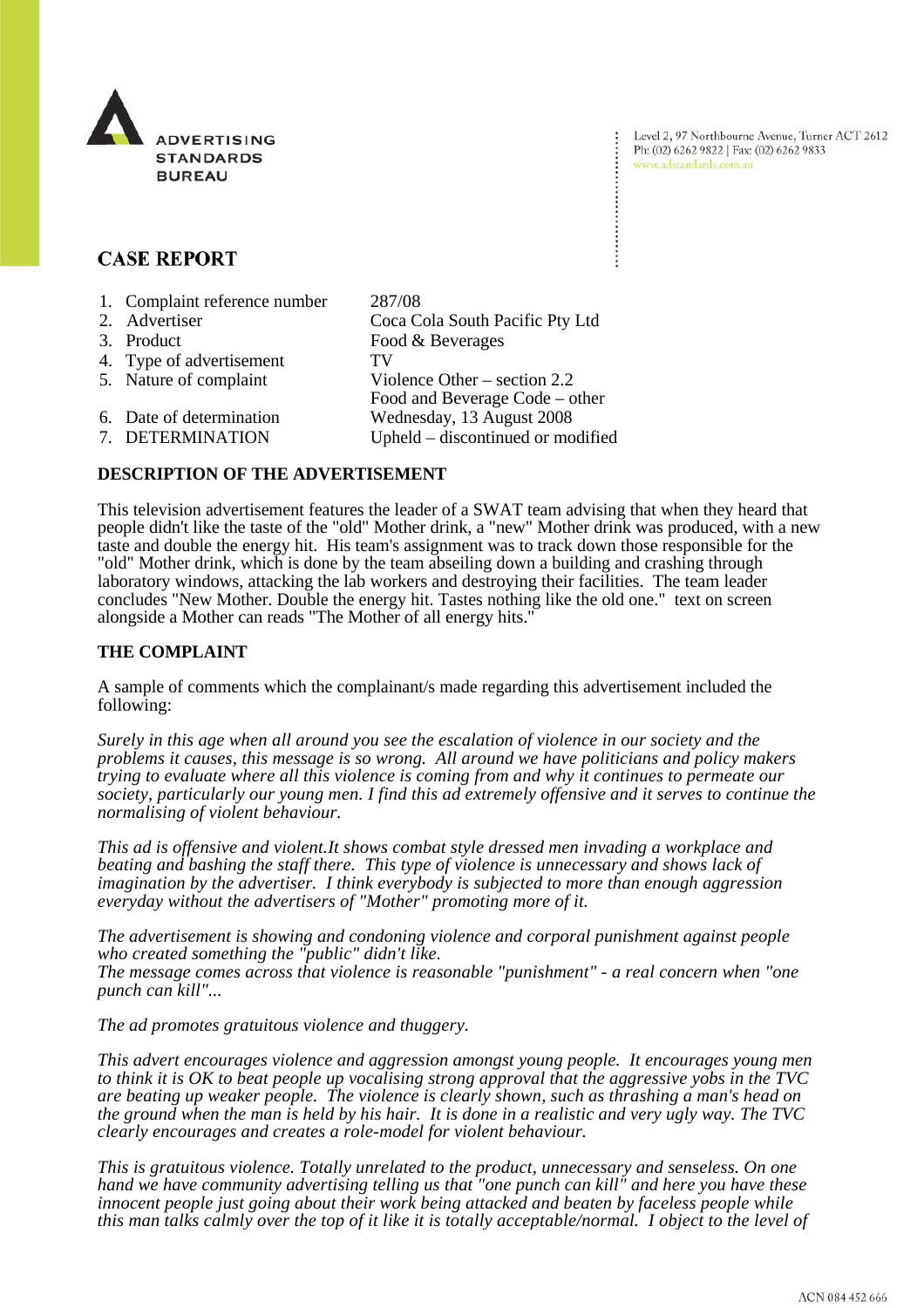ADVERTISING STANDARDS BUREAU

Level 2, 97 Northbourne Avenue, Turner ACT 2612
Ph: (02) 6262 9822 | Fax: (02) 6262 9833
www.adstandards.com.au

## CASE REPORT

| | | |
|---|---|---|
| 1. | Complaint reference number | 287/08 |
| 2. | Advertiser | Coca Cola South Pacific Pty Ltd |
| 3. | Product | Food & Beverages |
| 4. | Type of advertisement | TV |
| 5. | Nature of complaint | Violence Other – section 2.2<br>Food and Beverage Code – other |
| 6. | Date of determination | Wednesday, 13 August 2008 |
| 7. | DETERMINATION | Upheld – discontinued or modified |

### DESCRIPTION OF THE ADVERTISEMENT

This television advertisement features the leader of a SWAT team advising that when they heard that people didn't like the taste of the "old" Mother drink, a "new" Mother drink was produced, with a new taste and double the energy hit. His team's assignment was to track down those responsible for the "old" Mother drink, which is done by the team abseiling down a building and crashing through laboratory windows, attacking the lab workers and destroying their facilities. The team leader concludes "New Mother. Double the energy hit. Tastes nothing like the old one." text on screen alongside a Mother can reads "The Mother of all energy hits."

### THE COMPLAINT

A sample of comments which the complainant/s made regarding this advertisement included the following:

*Surely in this age when all around you see the escalation of violence in our society and the problems it causes, this message is so wrong. All around we have politicians and policy makers trying to evaluate where all this violence is coming from and why it continues to permeate our society, particularly our young men. I find this ad extremely offensive and it serves to continue the normalising of violent behaviour.*

*This ad is offensive and violent.It shows combat style dressed men invading a workplace and beating and bashing the staff there. This type of violence is unnecessary and shows lack of imagination by the advertiser. I think everybody is subjected to more than enough aggression everyday without the advertisers of "Mother" promoting more of it.*

*The advertisement is showing and condoning violence and corporal punishment against people who created something the "public" didn't like.*
*The message comes across that violence is reasonable "punishment" - a real concern when "one punch can kill"...*

*The ad promotes gratuitous violence and thuggery.*

*This advert encourages violence and aggression amongst young people. It encourages young men to think it is OK to beat people up vocalising strong approval that the aggressive yobs in the TVC are beating up weaker people. The violence is clearly shown, such as thrashing a man's head on the ground when the man is held by his hair. It is done in a realistic and very ugly way. The TVC clearly encourages and creates a role-model for violent behaviour.*

*This is gratuitous violence. Totally unrelated to the product, unnecessary and senseless. On one hand we have community advertising telling us that "one punch can kill" and here you have these innocent people just going about their work being attacked and beaten by faceless people while this man talks calmly over the top of it like it is totally acceptable/normal. I object to the level of*

ACN 084 452 666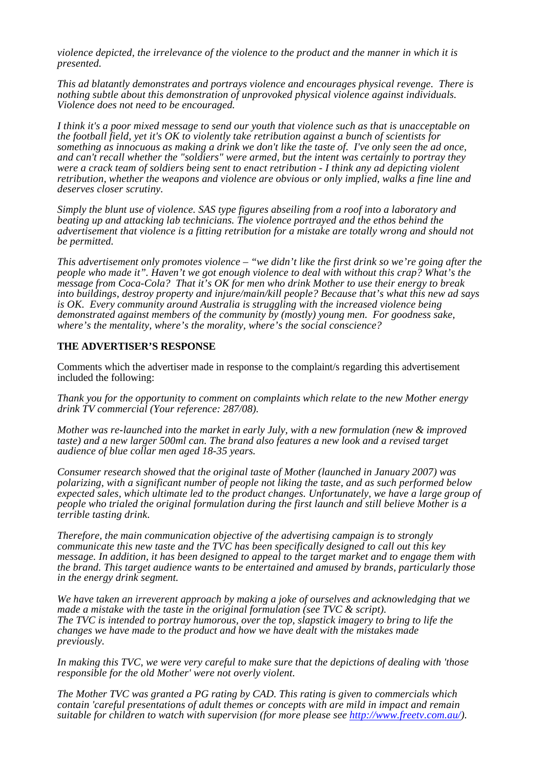*violence depicted, the irrelevance of the violence to the product and the manner in which it is presented.*

*This ad blatantly demonstrates and portrays violence and encourages physical revenge. There is nothing subtle about this demonstration of unprovoked physical violence against individuals. Violence does not need to be encouraged.*

*I think it's a poor mixed message to send our youth that violence such as that is unacceptable on the football field, yet it's OK to violently take retribution against a bunch of scientists for something as innocuous as making a drink we don't like the taste of. I've only seen the ad once, and can't recall whether the "soldiers" were armed, but the intent was certainly to portray they were a crack team of soldiers being sent to enact retribution - I think any ad depicting violent retribution, whether the weapons and violence are obvious or only implied, walks a fine line and deserves closer scrutiny.*

*Simply the blunt use of violence. SAS type figures abseiling from a roof into a laboratory and beating up and attacking lab technicians. The violence portrayed and the ethos behind the advertisement that violence is a fitting retribution for a mistake are totally wrong and should not be permitted.*

*This advertisement only promotes violence – "we didn't like the first drink so we're going after the people who made it". Haven't we got enough violence to deal with without this crap? What's the message from Coca-Cola? That it's OK for men who drink Mother to use their energy to break into buildings, destroy property and injure/main/kill people? Because that's what this new ad says is OK. Every community around Australia is struggling with the increased violence being demonstrated against members of the community by (mostly) young men. For goodness sake, where's the mentality, where's the morality, where's the social conscience?*

**THE ADVERTISER'S RESPONSE**

Comments which the advertiser made in response to the complaint/s regarding this advertisement included the following:

*Thank you for the opportunity to comment on complaints which relate to the new Mother energy drink TV commercial (Your reference: 287/08).*

*Mother was re-launched into the market in early July, with a new formulation (new & improved taste) and a new larger 500ml can. The brand also features a new look and a revised target audience of blue collar men aged 18-35 years.*

*Consumer research showed that the original taste of Mother (launched in January 2007) was polarizing, with a significant number of people not liking the taste, and as such performed below expected sales, which ultimate led to the product changes. Unfortunately, we have a large group of people who trialed the original formulation during the first launch and still believe Mother is a terrible tasting drink.*

*Therefore, the main communication objective of the advertising campaign is to strongly communicate this new taste and the TVC has been specifically designed to call out this key message. In addition, it has been designed to appeal to the target market and to engage them with the brand. This target audience wants to be entertained and amused by brands, particularly those in the energy drink segment.*

*We have taken an irreverent approach by making a joke of ourselves and acknowledging that we made a mistake with the taste in the original formulation (see TVC & script).*
*The TVC is intended to portray humorous, over the top, slapstick imagery to bring to life the changes we have made to the product and how we have dealt with the mistakes made previously.*

*In making this TVC, we were very careful to make sure that the depictions of dealing with 'those responsible for the old Mother' were not overly violent.*

*The Mother TVC was granted a PG rating by CAD. This rating is given to commercials which contain 'careful presentations of adult themes or concepts with are mild in impact and remain suitable for children to watch with supervision (for more please see [http://www.freetv.com.au/](http://www.freetv.com.au/)).*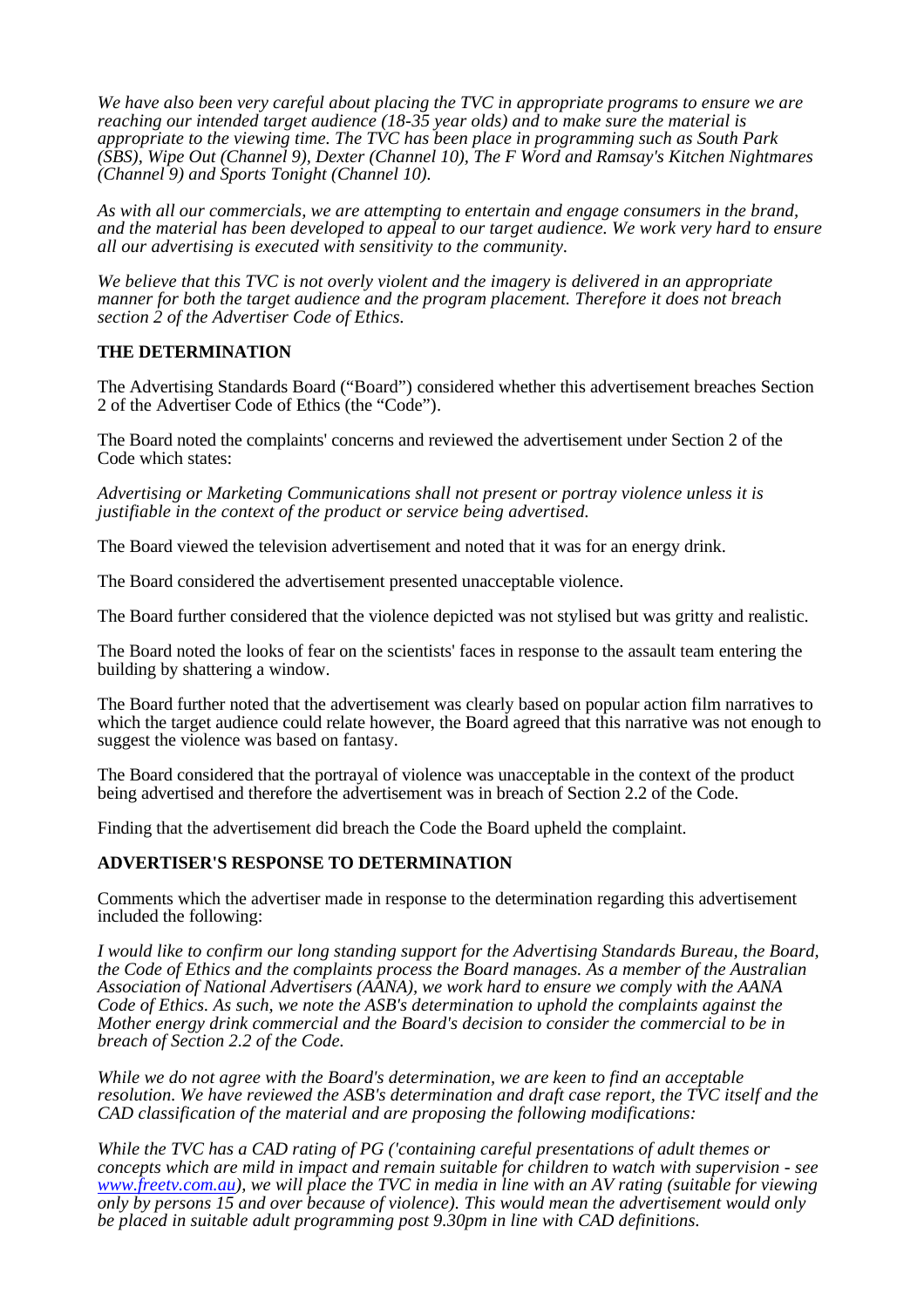*We have also been very careful about placing the TVC in appropriate programs to ensure we are reaching our intended target audience (18-35 year olds) and to make sure the material is appropriate to the viewing time. The TVC has been place in programming such as South Park (SBS), Wipe Out (Channel 9), Dexter (Channel 10), The F Word and Ramsay's Kitchen Nightmares (Channel 9) and Sports Tonight (Channel 10).*

*As with all our commercials, we are attempting to entertain and engage consumers in the brand, and the material has been developed to appeal to our target audience. We work very hard to ensure all our advertising is executed with sensitivity to the community.*

*We believe that this TVC is not overly violent and the imagery is delivered in an appropriate manner for both the target audience and the program placement. Therefore it does not breach section 2 of the Advertiser Code of Ethics.*

**THE DETERMINATION**

The Advertising Standards Board ("Board") considered whether this advertisement breaches Section 2 of the Advertiser Code of Ethics (the "Code").

The Board noted the complaints' concerns and reviewed the advertisement under Section 2 of the Code which states:

*Advertising or Marketing Communications shall not present or portray violence unless it is justifiable in the context of the product or service being advertised.*

The Board viewed the television advertisement and noted that it was for an energy drink.

The Board considered the advertisement presented unacceptable violence.

The Board further considered that the violence depicted was not stylised but was gritty and realistic.

The Board noted the looks of fear on the scientists' faces in response to the assault team entering the building by shattering a window.

The Board further noted that the advertisement was clearly based on popular action film narratives to which the target audience could relate however, the Board agreed that this narrative was not enough to suggest the violence was based on fantasy.

The Board considered that the portrayal of violence was unacceptable in the context of the product being advertised and therefore the advertisement was in breach of Section 2.2 of the Code.

Finding that the advertisement did breach the Code the Board upheld the complaint.

**ADVERTISER'S RESPONSE TO DETERMINATION**

Comments which the advertiser made in response to the determination regarding this advertisement included the following:

*I would like to confirm our long standing support for the Advertising Standards Bureau, the Board, the Code of Ethics and the complaints process the Board manages. As a member of the Australian Association of National Advertisers (AANA), we work hard to ensure we comply with the AANA Code of Ethics. As such, we note the ASB's determination to uphold the complaints against the Mother energy drink commercial and the Board's decision to consider the commercial to be in breach of Section 2.2 of the Code.*

*While we do not agree with the Board's determination, we are keen to find an acceptable resolution. We have reviewed the ASB's determination and draft case report, the TVC itself and the CAD classification of the material and are proposing the following modifications:*

*While the TVC has a CAD rating of PG ('containing careful presentations of adult themes or concepts which are mild in impact and remain suitable for children to watch with supervision - see [www.freetv.com.au](www.freetv.com.au)), we will place the TVC in media in line with an AV rating (suitable for viewing only by persons 15 and over because of violence). This would mean the advertisement would only be placed in suitable adult programming post 9.30pm in line with CAD definitions.*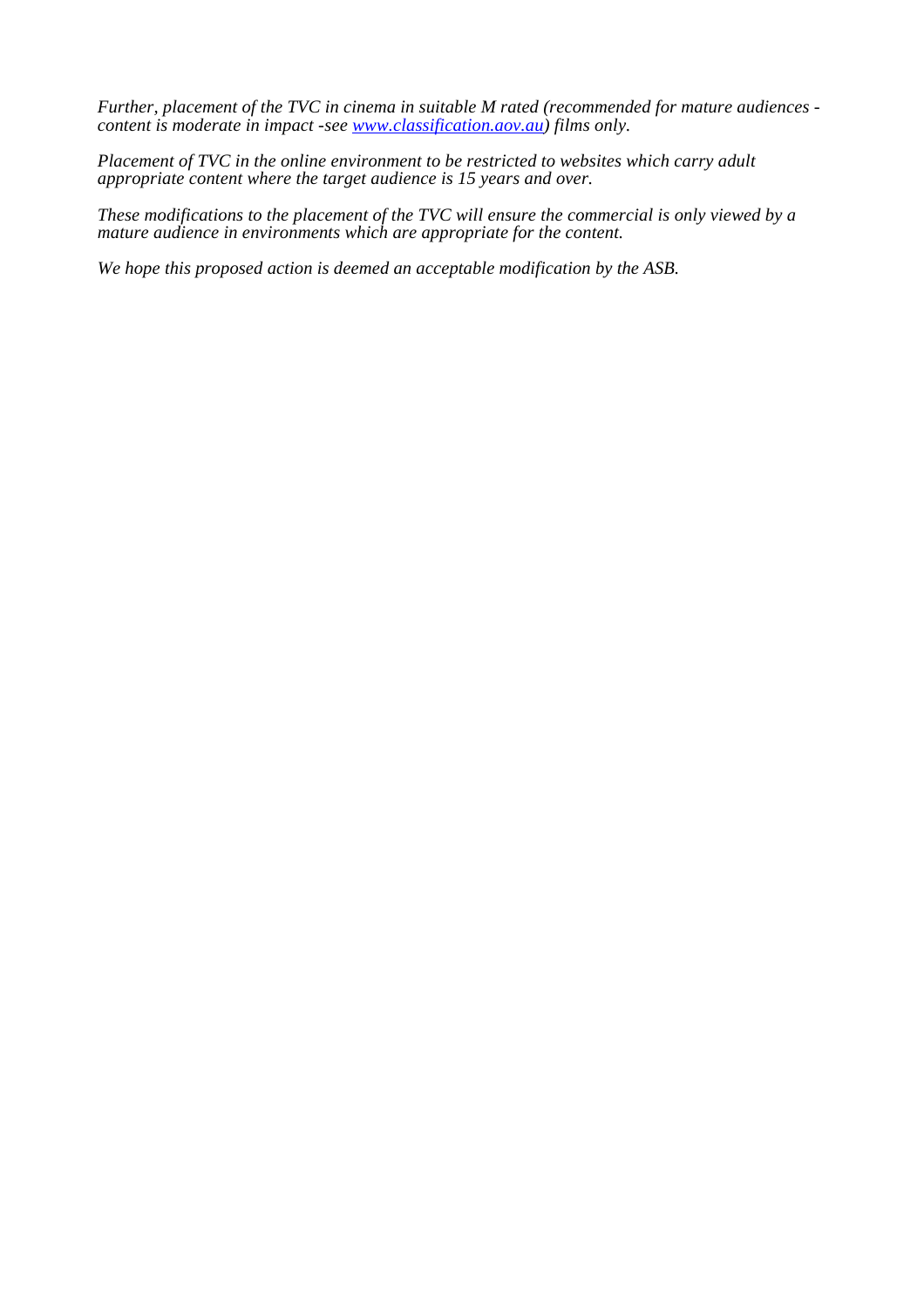*Further, placement of the TVC in cinema in suitable M rated (recommended for mature audiences - content is moderate in impact -see [www.classification.aov.au](www.classification.aov.au)) films only.*

*Placement of TVC in the online environment to be restricted to websites which carry adult appropriate content where the target audience is 15 years and over.*

*These modifications to the placement of the TVC will ensure the commercial is only viewed by a mature audience in environments which are appropriate for the content.*

*We hope this proposed action is deemed an acceptable modification by the ASB.*